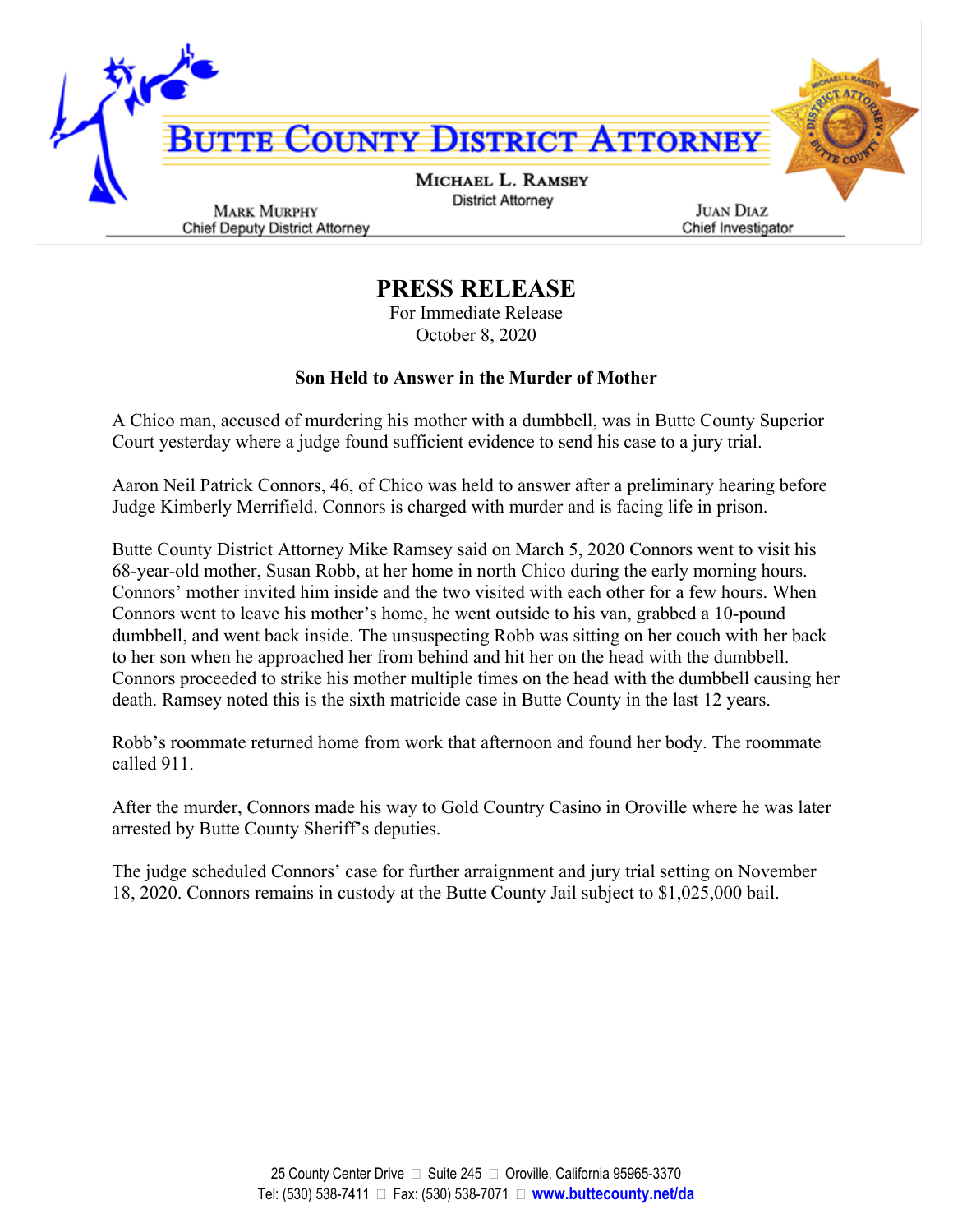# BUTTE COUNTY DISTRICT ATTORNEY

**MICHAEL L. RAMSEY**
District Attorney

MARK MURPHY
Chief Deputy District Attorney

JUAN DIAZ
Chief Investigator

## PRESS RELEASE

For Immediate Release
October 8, 2020

### Son Held to Answer in the Murder of Mother

A Chico man, accused of murdering his mother with a dumbbell, was in Butte County Superior Court yesterday where a judge found sufficient evidence to send his case to a jury trial.

Aaron Neil Patrick Connors, 46, of Chico was held to answer after a preliminary hearing before Judge Kimberly Merrifield. Connors is charged with murder and is facing life in prison.

Butte County District Attorney Mike Ramsey said on March 5, 2020 Connors went to visit his 68-year-old mother, Susan Robb, at her home in north Chico during the early morning hours. Connors' mother invited him inside and the two visited with each other for a few hours. When Connors went to leave his mother's home, he went outside to his van, grabbed a 10-pound dumbbell, and went back inside. The unsuspecting Robb was sitting on her couch with her back to her son when he approached her from behind and hit her on the head with the dumbbell. Connors proceeded to strike his mother multiple times on the head with the dumbbell causing her death. Ramsey noted this is the sixth matricide case in Butte County in the last 12 years.

Robb's roommate returned home from work that afternoon and found her body. The roommate called 911.

After the murder, Connors made his way to Gold Country Casino in Oroville where he was later arrested by Butte County Sheriff's deputies.

The judge scheduled Connors' case for further arraignment and jury trial setting on November 18, 2020. Connors remains in custody at the Butte County Jail subject to $1,025,000 bail.

25 County Center Drive □ Suite 245 □ Oroville, California 95965-3370
Tel: (530) 538-7411 □ Fax: (530) 538-7071 □ **www.buttecounty.net/da**